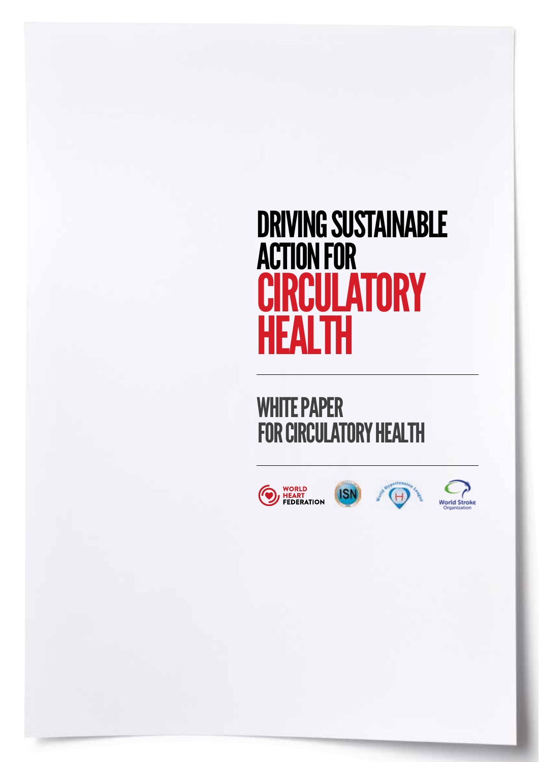# DRIVING SUSTAINABLE ACTION FOR CIRCULATORY HEALTH

## WHITE PAPER FOR CIRCULATORY HEALTH

WORLD HEART FEDERATION

ISN

World Hypertension League

World Stroke Organization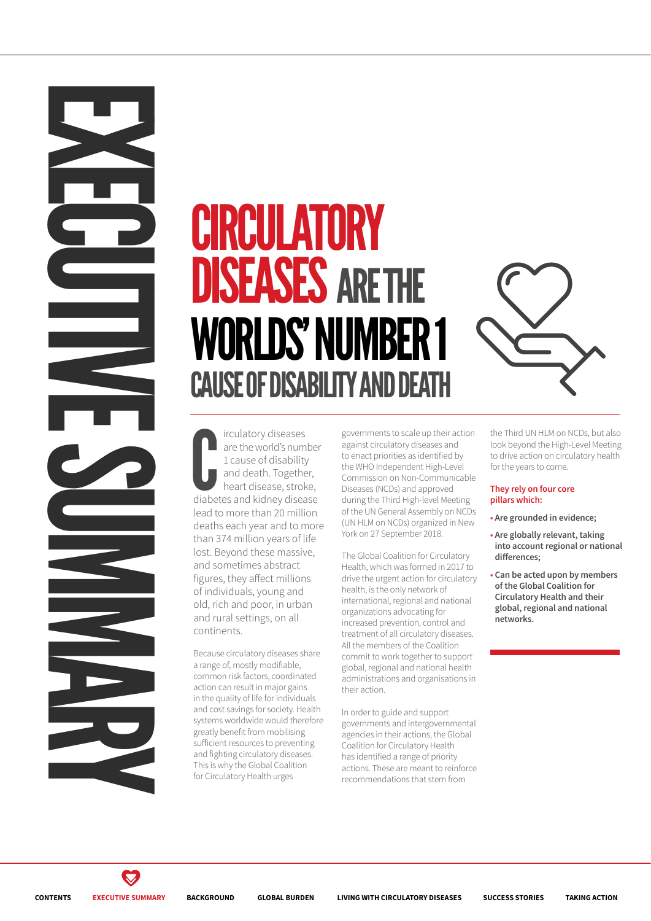# EXECUTIVE SUMMARY

## CIRCULATORY DISEASES ARE THE WORLDS' NUMBER 1 CAUSE OF DISABILITY AND DEATH

Circulatory diseases are the world's number 1 cause of disability and death. Together, heart disease, stroke, diabetes and kidney disease lead to more than 20 million deaths each year and to more than 374 million years of life lost. Beyond these massive, and sometimes abstract figures, they affect millions of individuals, young and old, rich and poor, in urban and rural settings, on all continents.

Because circulatory diseases share a range of, mostly modifiable, common risk factors, coordinated action can result in major gains in the quality of life for individuals and cost savings for society. Health systems worldwide would therefore greatly benefit from mobilising sufficient resources to preventing and fighting circulatory diseases. This is why the Global Coalition for Circulatory Health urges governments to scale up their action against circulatory diseases and to enact priorities as identified by the WHO Independent High-Level Commission on Non-Communicable Diseases (NCDs) and approved during the Third High-level Meeting of the UN General Assembly on NCDs (UN HLM on NCDs) organized in New York on 27 September 2018.

The Global Coalition for Circulatory Health, which was formed in 2017 to drive the urgent action for circulatory health, is the only network of international, regional and national organizations advocating for increased prevention, control and treatment of all circulatory diseases. All the members of the Coalition commit to work together to support global, regional and national health administrations and organisations in their action.

In order to guide and support governments and intergovernmental agencies in their actions, the Global Coalition for Circulatory Health has identified a range of priority actions. These are meant to reinforce recommendations that stem from the Third UN HLM on NCDs, but also look beyond the High-Level Meeting to drive action on circulatory health for the years to come.

**They rely on four core pillars which:**

- **Are grounded in evidence;**
- **Are globally relevant, taking into account regional or national differences;**
- **Can be acted upon by members of the Global Coalition for Circulatory Health and their global, regional and national networks.**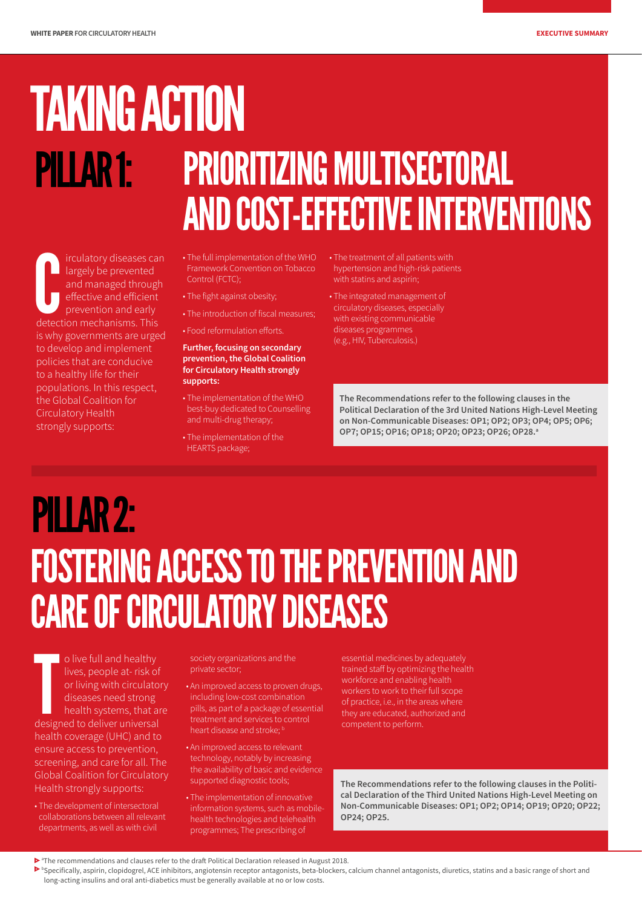# TAKING ACTION

## PILLAR 1: PRIORITIZING MULTISECTORAL AND COST-EFFECTIVE INTERVENTIONS

Circulatory diseases can largely be prevented and managed through effective and efficient prevention and early detection mechanisms. This is why governments are urged to develop and implement policies that are conducive to a healthy life for their populations. In this respect, the Global Coalition for Circulatory Health strongly supports:

- The full implementation of the WHO Framework Convention on Tobacco Control (FCTC);
- The fight against obesity;
- The introduction of fiscal measures;
- Food reformulation efforts.

**Further, focusing on secondary prevention, the Global Coalition for Circulatory Health strongly supports:**

- The implementation of the WHO best-buy dedicated to Counselling and multi-drug therapy;
- The implementation of the HEARTS package;
- The treatment of all patients with hypertension and high-risk patients with statins and aspirin;
- The integrated management of circulatory diseases, especially with existing communicable diseases programmes (e.g., HIV, Tuberculosis.)

**The Recommendations refer to the following clauses in the Political Declaration of the 3rd United Nations High-Level Meeting on Non-Communicable Diseases: OP1; OP2; OP3; OP4; OP5; OP6; OP7; OP15; OP16; OP18; OP20; OP23; OP26; OP28.[a]**

## PILLAR 2: FOSTERING ACCESS TO THE PREVENTION AND CARE OF CIRCULATORY DISEASES

To live full and healthy lives, people at- risk of or living with circulatory diseases need strong health systems, that are designed to deliver universal health coverage (UHC) and to ensure access to prevention, screening, and care for all. The Global Coalition for Circulatory Health strongly supports:

- The development of intersectoral collaborations between all relevant departments, as well as with civil society organizations and the private sector;
- An improved access to proven drugs, including low-cost combination pills, as part of a package of essential treatment and services to control heart disease and stroke; [b]
- An improved access to relevant technology, notably by increasing the availability of basic and evidence supported diagnostic tools;
- The implementation of innovative information systems, such as mobile-health technologies and telehealth programmes; The prescribing of essential medicines by adequately trained staff by optimizing the health workforce and enabling health workers to work to their full scope of practice, i.e., in the areas where they are educated, authorized and competent to perform.

**The Recommendations refer to the following clauses in the Political Declaration of the Third United Nations High-Level Meeting on Non-Communicable Diseases: OP1; OP2; OP14; OP19; OP20; OP22; OP24; OP25.**

[a] The recommendations and clauses refer to the draft Political Declaration released in August 2018.

[b] Specifically, aspirin, clopidogrel, ACE inhibitors, angiotensin receptor antagonists, beta-blockers, calcium channel antagonists, diuretics, statins and a basic range of short and long-acting insulins and oral anti-diabetics must be generally available at no or low costs.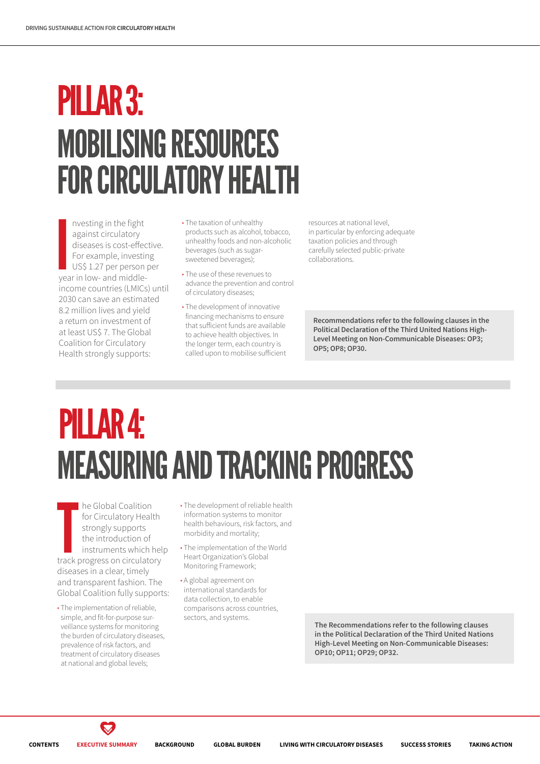# PILLAR 3: MOBILISING RESOURCES FOR CIRCULATORY HEALTH

Investing in the fight against circulatory diseases is cost-effective. For example, investing US$ 1.27 per person per year in low- and middle-income countries (LMICs) until 2030 can save an estimated 8.2 million lives and yield a return on investment of at least US$ 7. The Global Coalition for Circulatory Health strongly supports:

- The taxation of unhealthy products such as alcohol, tobacco, unhealthy foods and non-alcoholic beverages (such as sugar-sweetened beverages);
- The use of these revenues to advance the prevention and control of circulatory diseases;
- The development of innovative financing mechanisms to ensure that sufficient funds are available to achieve health objectives. In the longer term, each country is called upon to mobilise sufficient resources at national level, in particular by enforcing adequate taxation policies and through carefully selected public-private collaborations.

**Recommendations refer to the following clauses in the Political Declaration of the Third United Nations High-Level Meeting on Non-Communicable Diseases: OP3; OP5; OP8; OP30.**

# PILLAR 4: MEASURING AND TRACKING PROGRESS

The Global Coalition for Circulatory Health strongly supports the introduction of instruments which help track progress on circulatory diseases in a clear, timely and transparent fashion. The Global Coalition fully supports:

- The implementation of reliable, simple, and fit-for-purpose surveillance systems for monitoring the burden of circulatory diseases, prevalence of risk factors, and treatment of circulatory diseases at national and global levels;
- The development of reliable health information systems to monitor health behaviours, risk factors, and morbidity and mortality;
- The implementation of the World Heart Organization's Global Monitoring Framework;
- A global agreement on international standards for data collection, to enable comparisons across countries, sectors, and systems.

**The Recommendations refer to the following clauses in the Political Declaration of the Third United Nations High-Level Meeting on Non-Communicable Diseases: OP10; OP11; OP29; OP32.**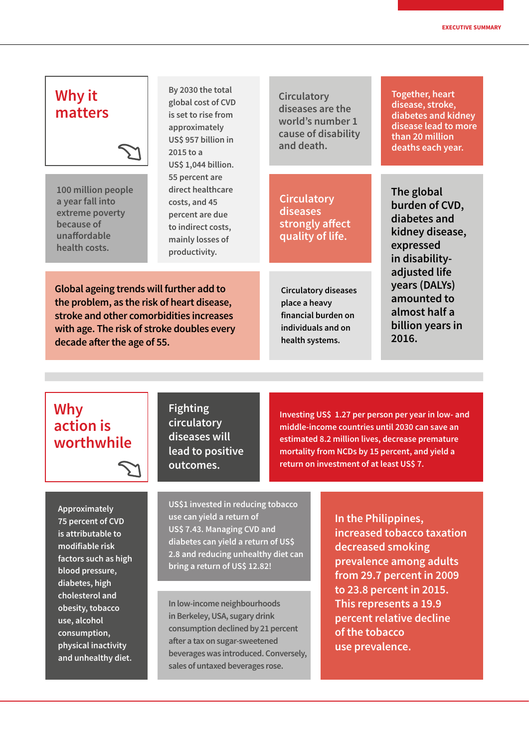## Why it matters

By 2030 the total global cost of CVD is set to rise from approximately US$ 957 billion in 2015 to a US$ 1,044 billion. 55 percent are direct healthcare costs, and 45 percent are due to indirect costs, mainly losses of productivity.

Circulatory diseases are the world's number 1 cause of disability and death.

Together, heart disease, stroke, diabetes and kidney disease lead to more than 20 million deaths each year.

100 million people a year fall into extreme poverty because of unaffordable health costs.

Circulatory diseases strongly affect quality of life.

The global burden of CVD, diabetes and kidney disease, expressed in disability-adjusted life years (DALYs) amounted to almost half a billion years in 2016.

Global ageing trends will further add to the problem, as the risk of heart disease, stroke and other comorbidities increases with age. The risk of stroke doubles every decade after the age of 55.

Circulatory diseases place a heavy financial burden on individuals and on health systems.

## Why action is worthwhile

Fighting circulatory diseases will lead to positive outcomes.

Investing US$ 1.27 per person per year in low- and middle-income countries until 2030 can save an estimated 8.2 million lives, decrease premature mortality from NCDs by 15 percent, and yield a return on investment of at least US$ 7.

Approximately 75 percent of CVD is attributable to modifiable risk factors such as high blood pressure, diabetes, high cholesterol and obesity, tobacco use, alcohol consumption, physical inactivity and unhealthy diet.

US$1 invested in reducing tobacco use can yield a return of US$ 7.43. Managing CVD and diabetes can yield a return of US$ 2.8 and reducing unhealthy diet can bring a return of US$ 12.82!

In low-income neighbourhoods in Berkeley, USA, sugary drink consumption declined by 21 percent after a tax on sugar-sweetened beverages was introduced. Conversely, sales of untaxed beverages rose.

In the Philippines, increased tobacco taxation decreased smoking prevalence among adults from 29.7 percent in 2009 to 23.8 percent in 2015. This represents a 19.9 percent relative decline of the tobacco use prevalence.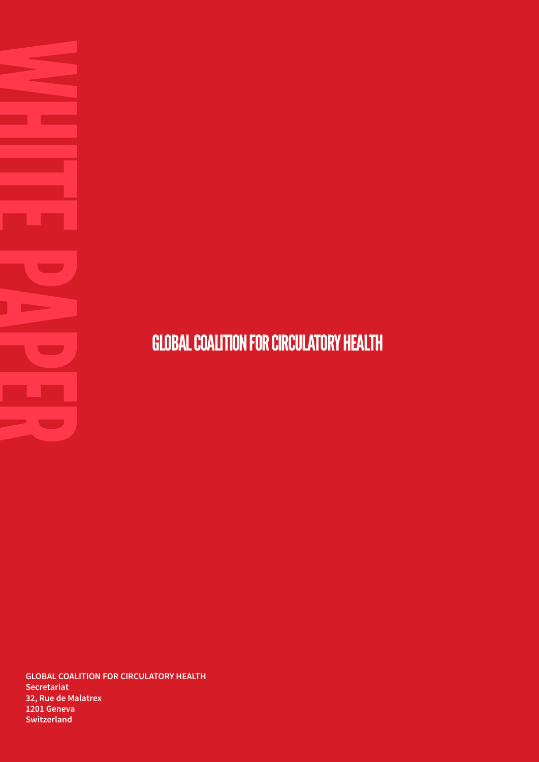WHITE PAPER

# GLOBAL COALITION FOR CIRCULATORY HEALTH

**GLOBAL COALITION FOR CIRCULATORY HEALTH**
**Secretariat**
**32, Rue de Malatrex**
**1201 Geneva**
**Switzerland**